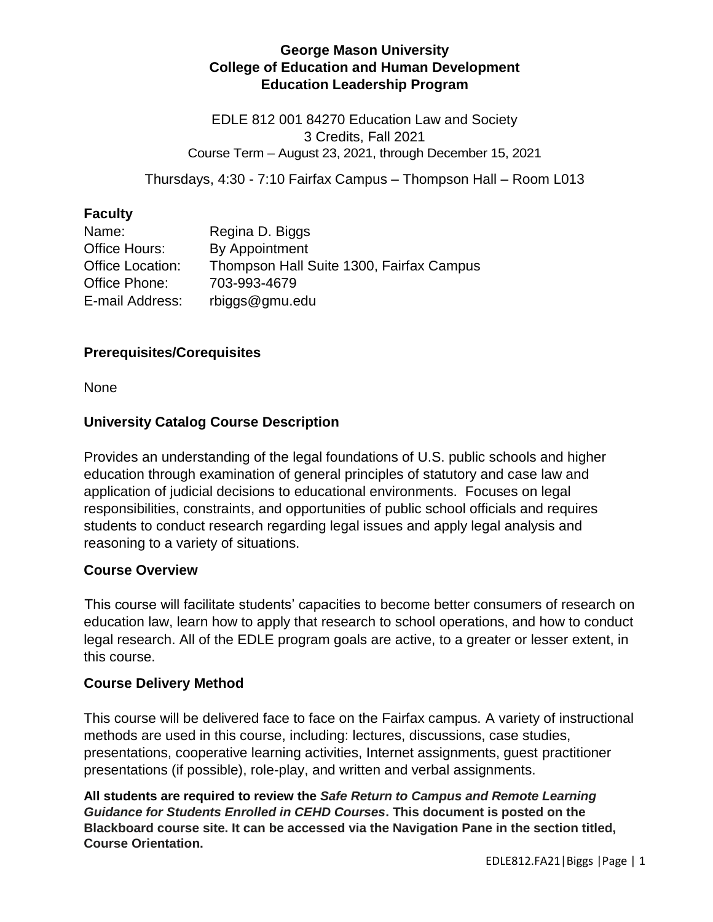**George Mason University**
**College of Education and Human Development**
**Education Leadership Program**

EDLE 812 001 84270 Education Law and Society
3 Credits, Fall 2021
Course Term – August 23, 2021, through December 15, 2021

Thursdays, 4:30 - 7:10 Fairfax Campus – Thompson Hall – Room L013

## Faculty

| | |
|---|---|
| Name: | Regina D. Biggs |
| Office Hours: | By Appointment |
| Office Location: | Thompson Hall Suite 1300, Fairfax Campus |
| Office Phone: | 703-993-4679 |
| E-mail Address: | rbiggs@gmu.edu |

## Prerequisites/Corequisites

None

## University Catalog Course Description

Provides an understanding of the legal foundations of U.S. public schools and higher education through examination of general principles of statutory and case law and application of judicial decisions to educational environments. Focuses on legal responsibilities, constraints, and opportunities of public school officials and requires students to conduct research regarding legal issues and apply legal analysis and reasoning to a variety of situations.

## Course Overview

This course will facilitate students' capacities to become better consumers of research on education law, learn how to apply that research to school operations, and how to conduct legal research. All of the EDLE program goals are active, to a greater or lesser extent, in this course.

## Course Delivery Method

This course will be delivered face to face on the Fairfax campus. A variety of instructional methods are used in this course, including: lectures, discussions, case studies, presentations, cooperative learning activities, Internet assignments, guest practitioner presentations (if possible), role-play, and written and verbal assignments.

**All students are required to review the *Safe Return to Campus and Remote Learning Guidance for Students Enrolled in CEHD Courses*. This document is posted on the Blackboard course site. It can be accessed via the Navigation Pane in the section titled, Course Orientation.**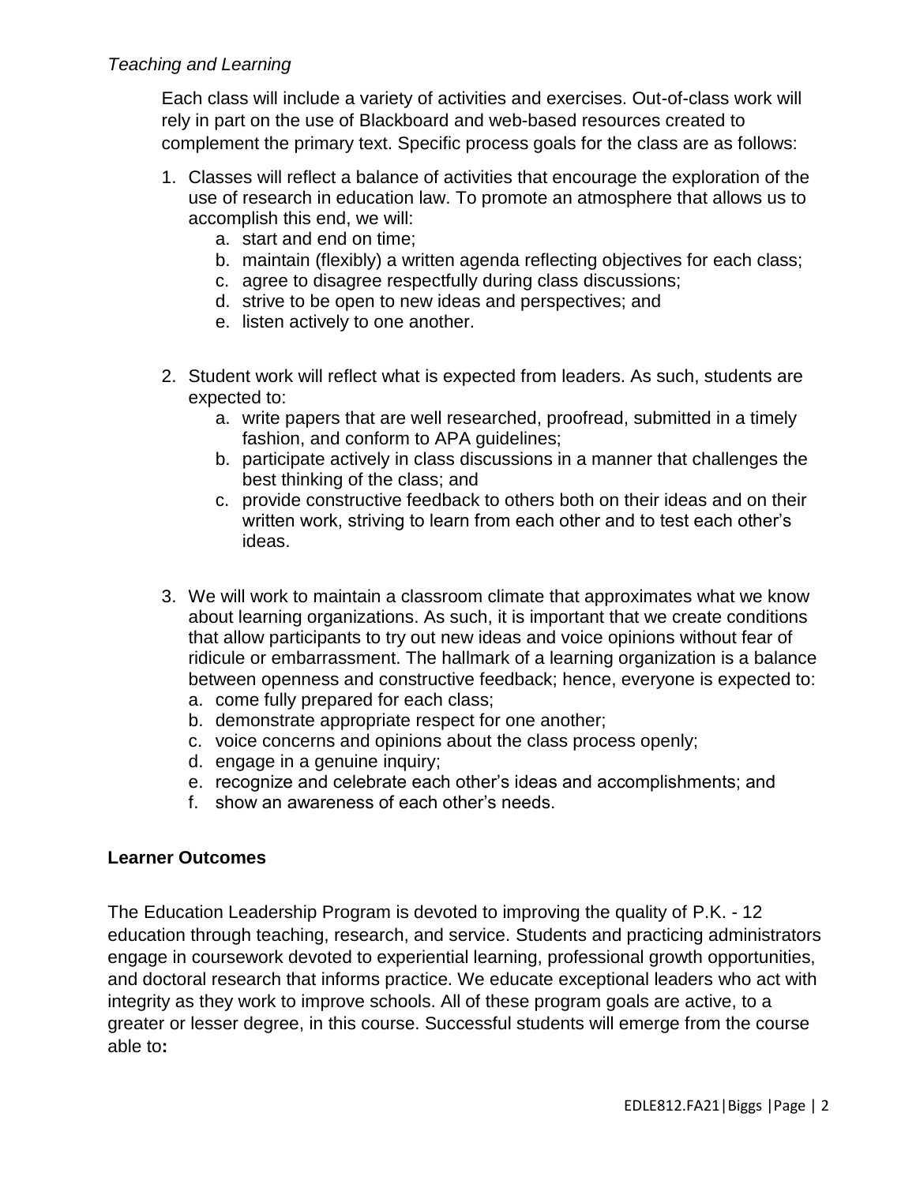*Teaching and Learning*

Each class will include a variety of activities and exercises. Out-of-class work will rely in part on the use of Blackboard and web-based resources created to complement the primary text. Specific process goals for the class are as follows:

1. Classes will reflect a balance of activities that encourage the exploration of the use of research in education law. To promote an atmosphere that allows us to accomplish this end, we will:
   a. start and end on time;
   b. maintain (flexibly) a written agenda reflecting objectives for each class;
   c. agree to disagree respectfully during class discussions;
   d. strive to be open to new ideas and perspectives; and
   e. listen actively to one another.

2. Student work will reflect what is expected from leaders. As such, students are expected to:
   a. write papers that are well researched, proofread, submitted in a timely fashion, and conform to APA guidelines;
   b. participate actively in class discussions in a manner that challenges the best thinking of the class; and
   c. provide constructive feedback to others both on their ideas and on their written work, striving to learn from each other and to test each other's ideas.

3. We will work to maintain a classroom climate that approximates what we know about learning organizations. As such, it is important that we create conditions that allow participants to try out new ideas and voice opinions without fear of ridicule or embarrassment. The hallmark of a learning organization is a balance between openness and constructive feedback; hence, everyone is expected to:
   a. come fully prepared for each class;
   b. demonstrate appropriate respect for one another;
   c. voice concerns and opinions about the class process openly;
   d. engage in a genuine inquiry;
   e. recognize and celebrate each other's ideas and accomplishments; and
   f. show an awareness of each other's needs.

**Learner Outcomes**

The Education Leadership Program is devoted to improving the quality of P.K. - 12 education through teaching, research, and service. Students and practicing administrators engage in coursework devoted to experiential learning, professional growth opportunities, and doctoral research that informs practice. We educate exceptional leaders who act with integrity as they work to improve schools. All of these program goals are active, to a greater or lesser degree, in this course. Successful students will emerge from the course able to**:**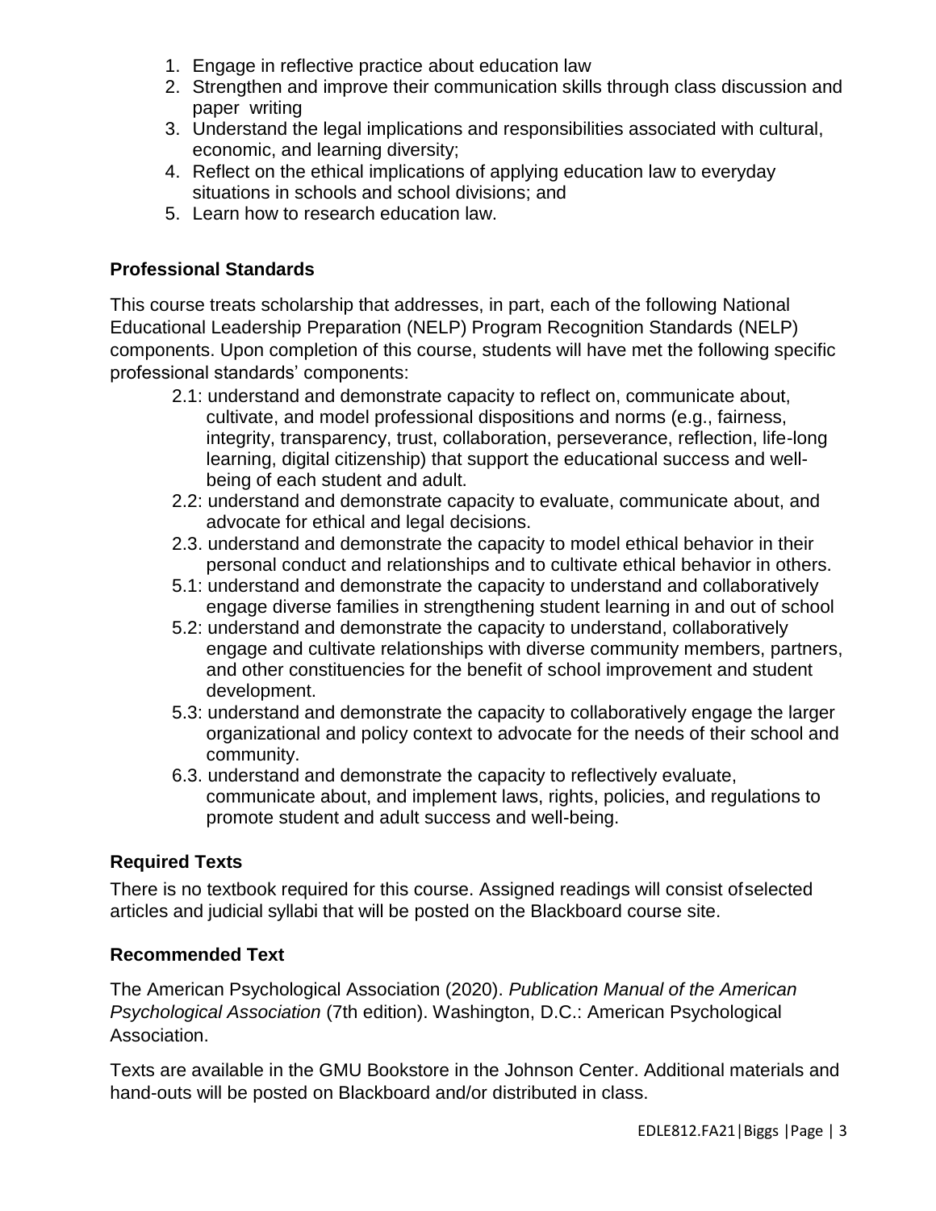1. Engage in reflective practice about education law
2. Strengthen and improve their communication skills through class discussion and paper writing
3. Understand the legal implications and responsibilities associated with cultural, economic, and learning diversity;
4. Reflect on the ethical implications of applying education law to everyday situations in schools and school divisions; and
5. Learn how to research education law.

## Professional Standards

This course treats scholarship that addresses, in part, each of the following National Educational Leadership Preparation (NELP) Program Recognition Standards (NELP) components. Upon completion of this course, students will have met the following specific professional standards' components:

- 2.1: understand and demonstrate capacity to reflect on, communicate about, cultivate, and model professional dispositions and norms (e.g., fairness, integrity, transparency, trust, collaboration, perseverance, reflection, life-long learning, digital citizenship) that support the educational success and well-being of each student and adult.
- 2.2: understand and demonstrate capacity to evaluate, communicate about, and advocate for ethical and legal decisions.
- 2.3. understand and demonstrate the capacity to model ethical behavior in their personal conduct and relationships and to cultivate ethical behavior in others.
- 5.1: understand and demonstrate the capacity to understand and collaboratively engage diverse families in strengthening student learning in and out of school
- 5.2: understand and demonstrate the capacity to understand, collaboratively engage and cultivate relationships with diverse community members, partners, and other constituencies for the benefit of school improvement and student development.
- 5.3: understand and demonstrate the capacity to collaboratively engage the larger organizational and policy context to advocate for the needs of their school and community.
- 6.3. understand and demonstrate the capacity to reflectively evaluate, communicate about, and implement laws, rights, policies, and regulations to promote student and adult success and well-being.

## Required Texts

There is no textbook required for this course. Assigned readings will consist ofselected articles and judicial syllabi that will be posted on the Blackboard course site.

## Recommended Text

The American Psychological Association (2020). *Publication Manual of the American Psychological Association* (7th edition). Washington, D.C.: American Psychological Association.

Texts are available in the GMU Bookstore in the Johnson Center. Additional materials and hand-outs will be posted on Blackboard and/or distributed in class.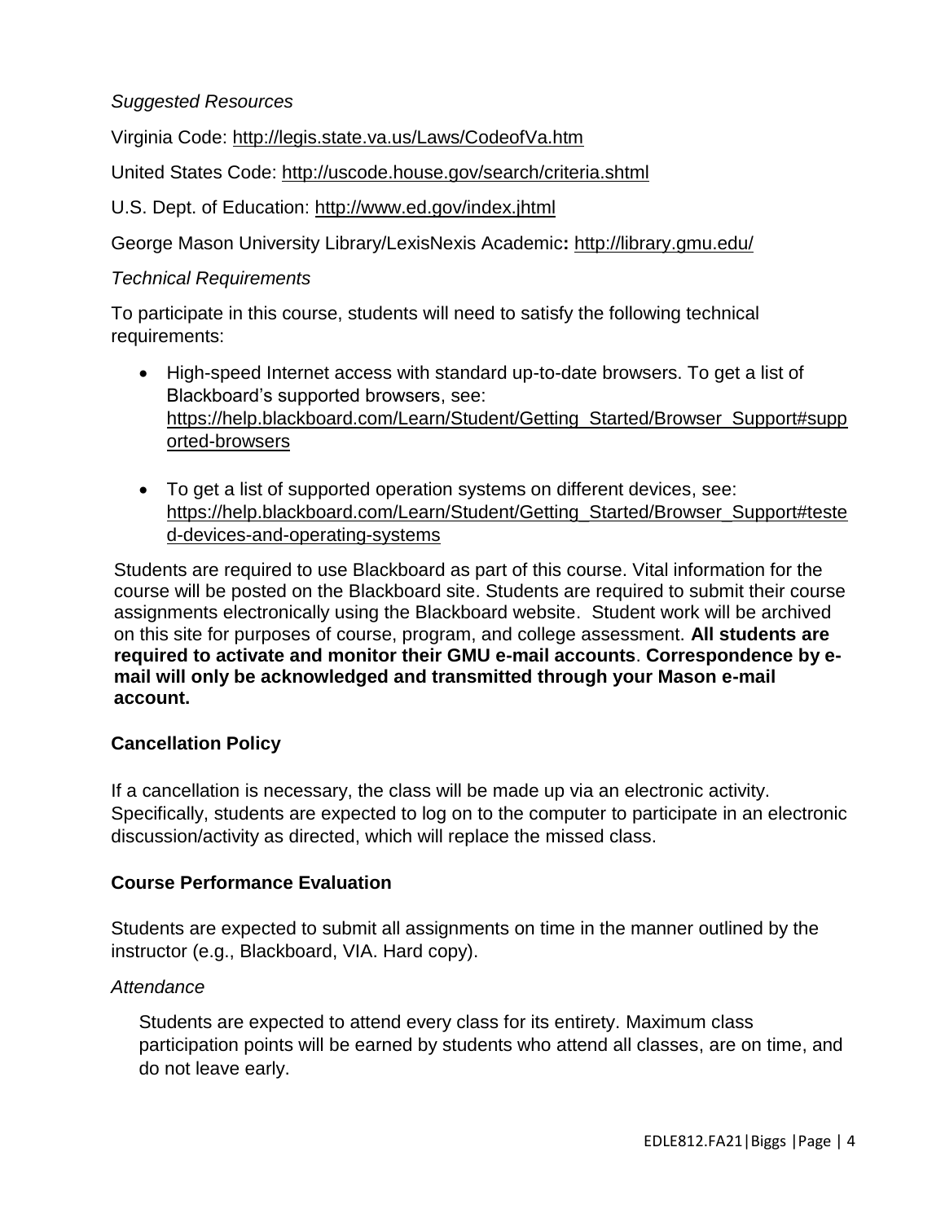*Suggested Resources*

Virginia Code: http://legis.state.va.us/Laws/CodeofVa.htm

United States Code: http://uscode.house.gov/search/criteria.shtml

U.S. Dept. of Education: http://www.ed.gov/index.jhtml

George Mason University Library/LexisNexis Academic**:** http://library.gmu.edu/

*Technical Requirements*

To participate in this course, students will need to satisfy the following technical requirements:

- High-speed Internet access with standard up-to-date browsers. To get a list of Blackboard's supported browsers, see: https://help.blackboard.com/Learn/Student/Getting_Started/Browser_Support#supported-browsers

- To get a list of supported operation systems on different devices, see: https://help.blackboard.com/Learn/Student/Getting_Started/Browser_Support#tested-devices-and-operating-systems

Students are required to use Blackboard as part of this course. Vital information for the course will be posted on the Blackboard site. Students are required to submit their course assignments electronically using the Blackboard website. Student work will be archived on this site for purposes of course, program, and college assessment. **All students are required to activate and monitor their GMU e-mail accounts**. **Correspondence by e-mail will only be acknowledged and transmitted through your Mason e-mail account.**

## Cancellation Policy

If a cancellation is necessary, the class will be made up via an electronic activity. Specifically, students are expected to log on to the computer to participate in an electronic discussion/activity as directed, which will replace the missed class.

## Course Performance Evaluation

Students are expected to submit all assignments on time in the manner outlined by the instructor (e.g., Blackboard, VIA. Hard copy).

*Attendance*

Students are expected to attend every class for its entirety. Maximum class participation points will be earned by students who attend all classes, are on time, and do not leave early.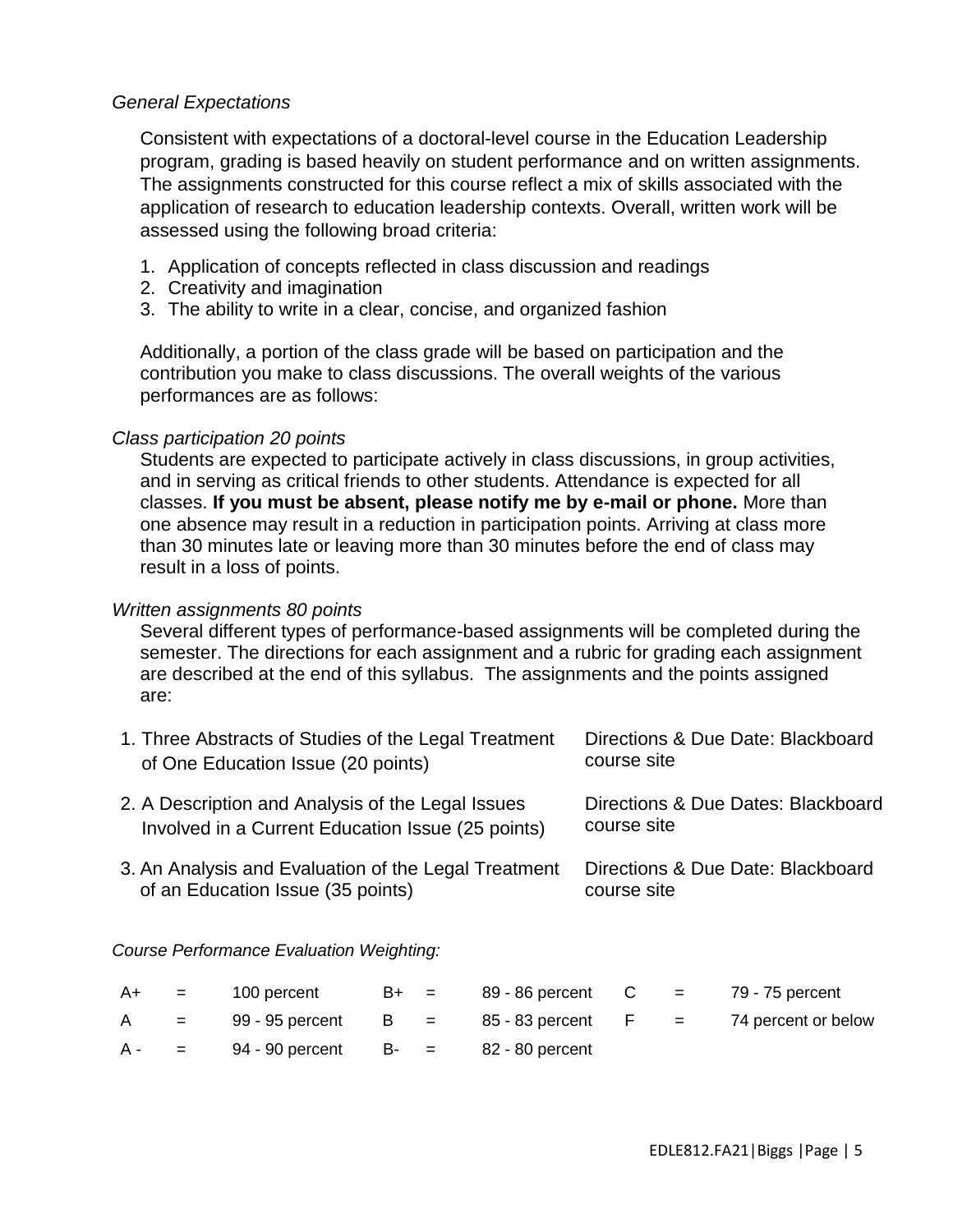*General Expectations*

Consistent with expectations of a doctoral-level course in the Education Leadership program, grading is based heavily on student performance and on written assignments. The assignments constructed for this course reflect a mix of skills associated with the application of research to education leadership contexts. Overall, written work will be assessed using the following broad criteria:

1. Application of concepts reflected in class discussion and readings
2. Creativity and imagination
3. The ability to write in a clear, concise, and organized fashion

Additionally, a portion of the class grade will be based on participation and the contribution you make to class discussions. The overall weights of the various performances are as follows:

*Class participation 20 points*

Students are expected to participate actively in class discussions, in group activities, and in serving as critical friends to other students. Attendance is expected for all classes. **If you must be absent, please notify me by e-mail or phone.** More than one absence may result in a reduction in participation points. Arriving at class more than 30 minutes late or leaving more than 30 minutes before the end of class may result in a loss of points.

*Written assignments 80 points*

Several different types of performance-based assignments will be completed during the semester. The directions for each assignment and a rubric for grading each assignment are described at the end of this syllabus. The assignments and the points assigned are:

| Assignment | Directions & Due Date |
|---|---|
| 1. Three Abstracts of Studies of the Legal Treatment of One Education Issue (20 points) | Directions & Due Date: Blackboard course site |
| 2. A Description and Analysis of the Legal Issues Involved in a Current Education Issue (25 points) | Directions & Due Dates: Blackboard course site |
| 3. An Analysis and Evaluation of the Legal Treatment of an Education Issue (35 points) | Directions & Due Date: Blackboard course site |

*Course Performance Evaluation Weighting:*

| Grade | | Percent | Grade | | Percent | Grade | | Percent |
|---|---|---|---|---|---|---|---|---|
| A+ | = | 100 percent | B+ | = | 89 - 86 percent | C | = | 79 - 75 percent |
| A | = | 99 - 95 percent | B | = | 85 - 83 percent | F | = | 74 percent or below |
| A - | = | 94 - 90 percent | B- | = | 82 - 80 percent | | | |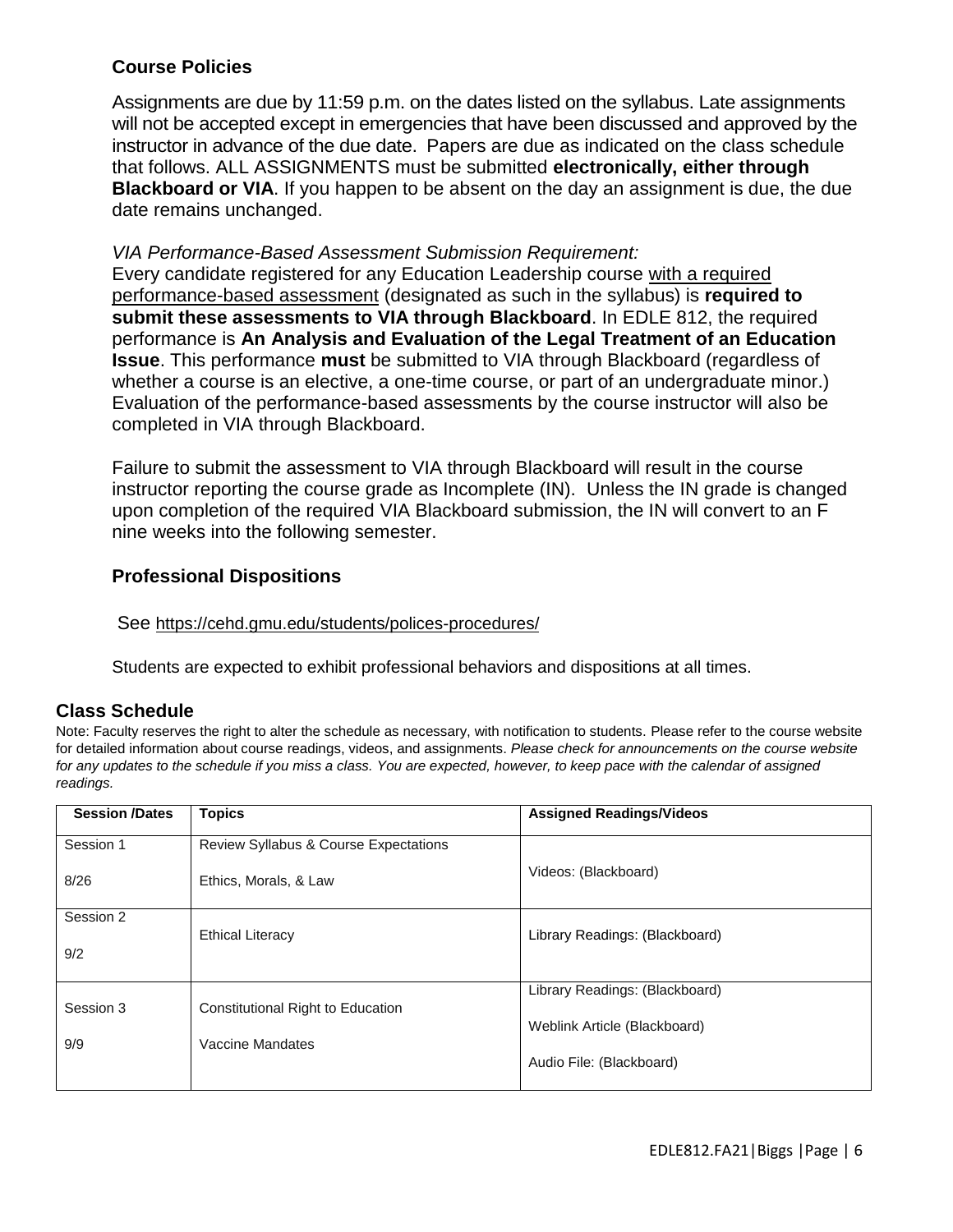### Course Policies

Assignments are due by 11:59 p.m. on the dates listed on the syllabus. Late assignments will not be accepted except in emergencies that have been discussed and approved by the instructor in advance of the due date. Papers are due as indicated on the class schedule that follows. ALL ASSIGNMENTS must be submitted **electronically, either through Blackboard or VIA**. If you happen to be absent on the day an assignment is due, the due date remains unchanged.

*VIA Performance-Based Assessment Submission Requirement:*
Every candidate registered for any Education Leadership course with a required performance-based assessment (designated as such in the syllabus) is **required to submit these assessments to VIA through Blackboard**. In EDLE 812, the required performance is **An Analysis and Evaluation of the Legal Treatment of an Education Issue**. This performance **must** be submitted to VIA through Blackboard (regardless of whether a course is an elective, a one-time course, or part of an undergraduate minor.) Evaluation of the performance-based assessments by the course instructor will also be completed in VIA through Blackboard.

Failure to submit the assessment to VIA through Blackboard will result in the course instructor reporting the course grade as Incomplete (IN). Unless the IN grade is changed upon completion of the required VIA Blackboard submission, the IN will convert to an F nine weeks into the following semester.

### Professional Dispositions

See https://cehd.gmu.edu/students/polices-procedures/

Students are expected to exhibit professional behaviors and dispositions at all times.

## Class Schedule

Note: Faculty reserves the right to alter the schedule as necessary, with notification to students. Please refer to the course website for detailed information about course readings, videos, and assignments. *Please check for announcements on the course website for any updates to the schedule if you miss a class. You are expected, however, to keep pace with the calendar of assigned readings.*

| Session /Dates | Topics | Assigned Readings/Videos |
|---|---|---|
| Session 1<br>8/26 | Review Syllabus & Course Expectations<br>Ethics, Morals, & Law | Videos: (Blackboard) |
| Session 2<br>9/2 | Ethical Literacy | Library Readings: (Blackboard) |
| Session 3<br>9/9 | Constitutional Right to Education<br>Vaccine Mandates | Library Readings: (Blackboard)<br>Weblink Article (Blackboard)<br>Audio File: (Blackboard) |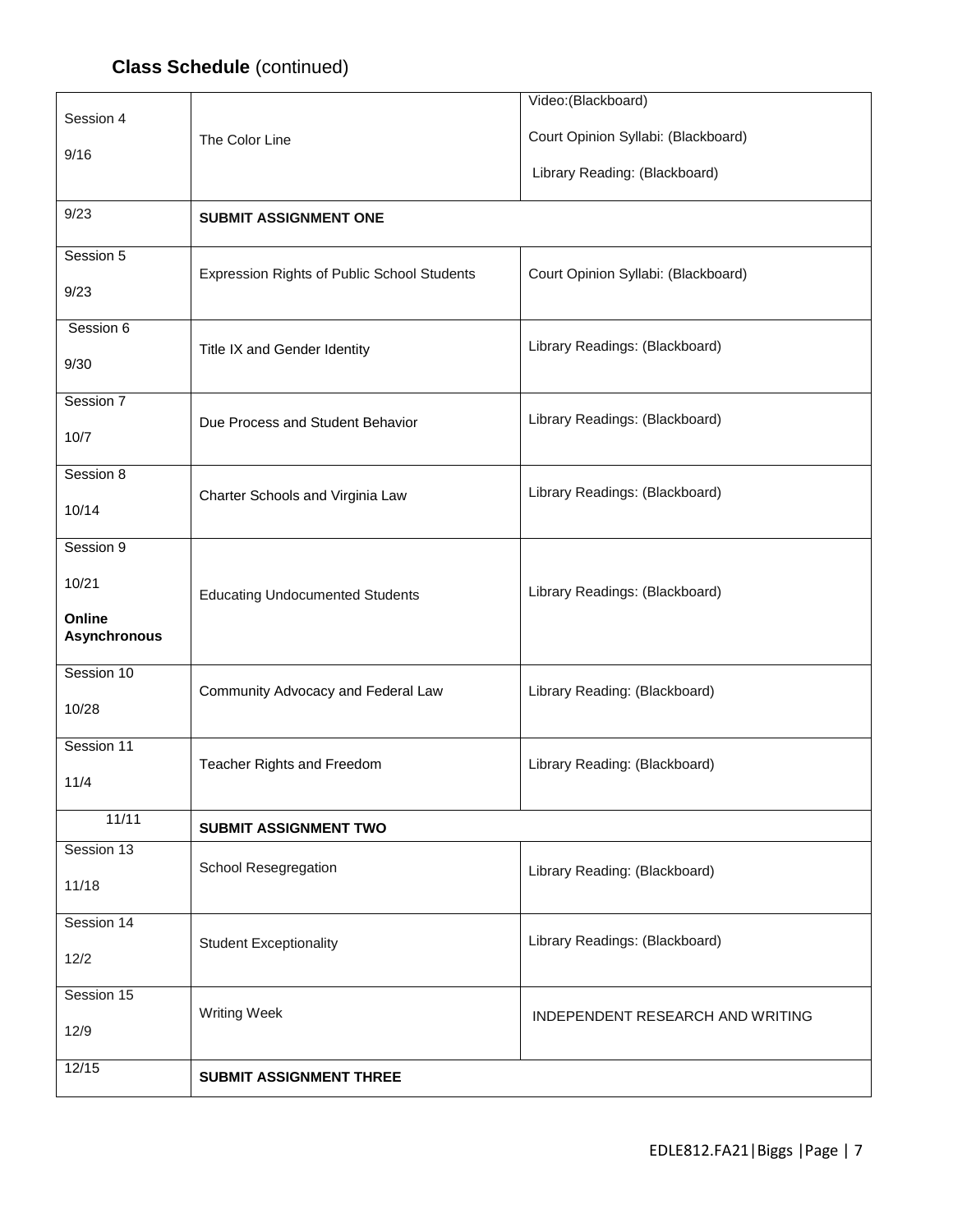**Class Schedule** (continued)

| | | |
|---|---|---|
| Session 4<br>9/16 | The Color Line | Video:(Blackboard)<br>Court Opinion Syllabi: (Blackboard)<br>Library Reading: (Blackboard) |
| 9/23 | **SUBMIT ASSIGNMENT ONE** | |
| Session 5<br>9/23 | Expression Rights of Public School Students | Court Opinion Syllabi: (Blackboard) |
| Session 6<br>9/30 | Title IX and Gender Identity | Library Readings: (Blackboard) |
| Session 7<br>10/7 | Due Process and Student Behavior | Library Readings: (Blackboard) |
| Session 8<br>10/14 | Charter Schools and Virginia Law | Library Readings: (Blackboard) |
| Session 9<br>10/21<br>**Online Asynchronous** | Educating Undocumented Students | Library Readings: (Blackboard) |
| Session 10<br>10/28 | Community Advocacy and Federal Law | Library Reading: (Blackboard) |
| Session 11<br>11/4 | Teacher Rights and Freedom | Library Reading: (Blackboard) |
| 11/11 | **SUBMIT ASSIGNMENT TWO** | |
| Session 13<br>11/18 | School Resegregation | Library Reading: (Blackboard) |
| Session 14<br>12/2 | Student Exceptionality | Library Readings: (Blackboard) |
| Session 15<br>12/9 | Writing Week | INDEPENDENT RESEARCH AND WRITING |
| 12/15 | **SUBMIT ASSIGNMENT THREE** | |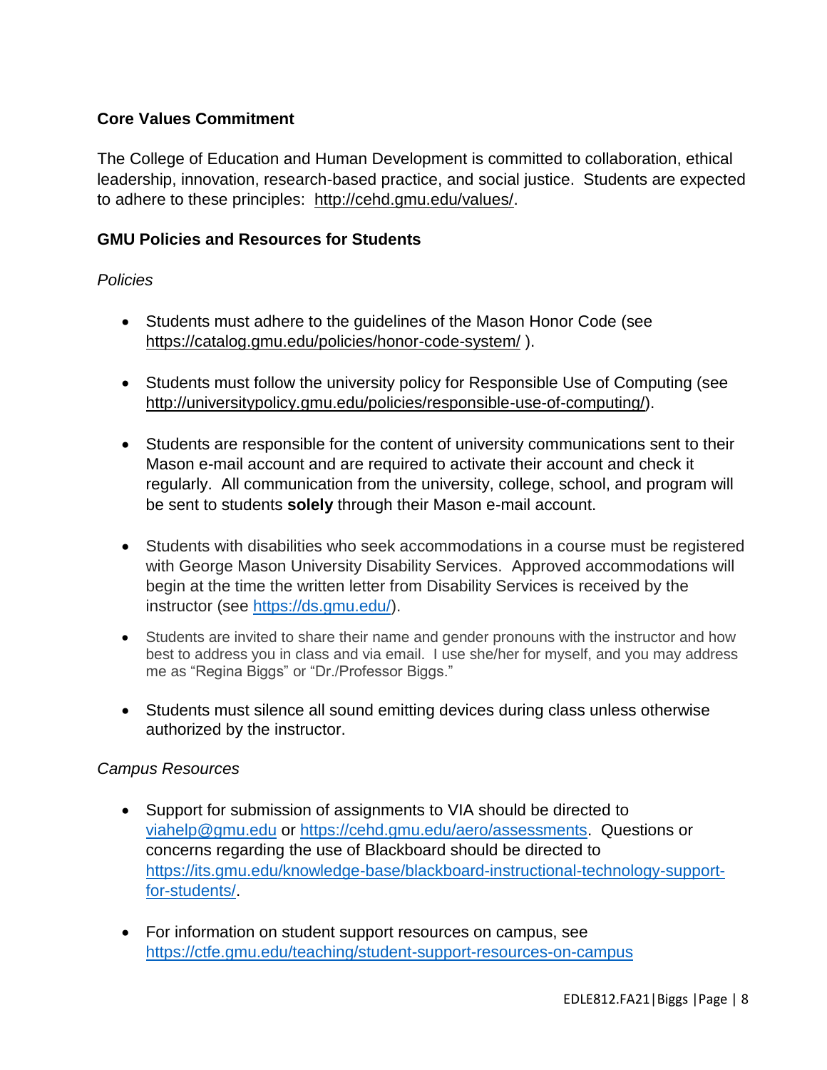### Core Values Commitment

The College of Education and Human Development is committed to collaboration, ethical leadership, innovation, research-based practice, and social justice. Students are expected to adhere to these principles: http://cehd.gmu.edu/values/.

### GMU Policies and Resources for Students

*Policies*

- Students must adhere to the guidelines of the Mason Honor Code (see https://catalog.gmu.edu/policies/honor-code-system/ ).

- Students must follow the university policy for Responsible Use of Computing (see http://universitypolicy.gmu.edu/policies/responsible-use-of-computing/).

- Students are responsible for the content of university communications sent to their Mason e-mail account and are required to activate their account and check it regularly. All communication from the university, college, school, and program will be sent to students **solely** through their Mason e-mail account.

- Students with disabilities who seek accommodations in a course must be registered with George Mason University Disability Services. Approved accommodations will begin at the time the written letter from Disability Services is received by the instructor (see https://ds.gmu.edu/).

- Students are invited to share their name and gender pronouns with the instructor and how best to address you in class and via email. I use she/her for myself, and you may address me as "Regina Biggs" or "Dr./Professor Biggs."

- Students must silence all sound emitting devices during class unless otherwise authorized by the instructor.

*Campus Resources*

- Support for submission of assignments to VIA should be directed to viahelp@gmu.edu or https://cehd.gmu.edu/aero/assessments. Questions or concerns regarding the use of Blackboard should be directed to https://its.gmu.edu/knowledge-base/blackboard-instructional-technology-support-for-students/.

- For information on student support resources on campus, see https://ctfe.gmu.edu/teaching/student-support-resources-on-campus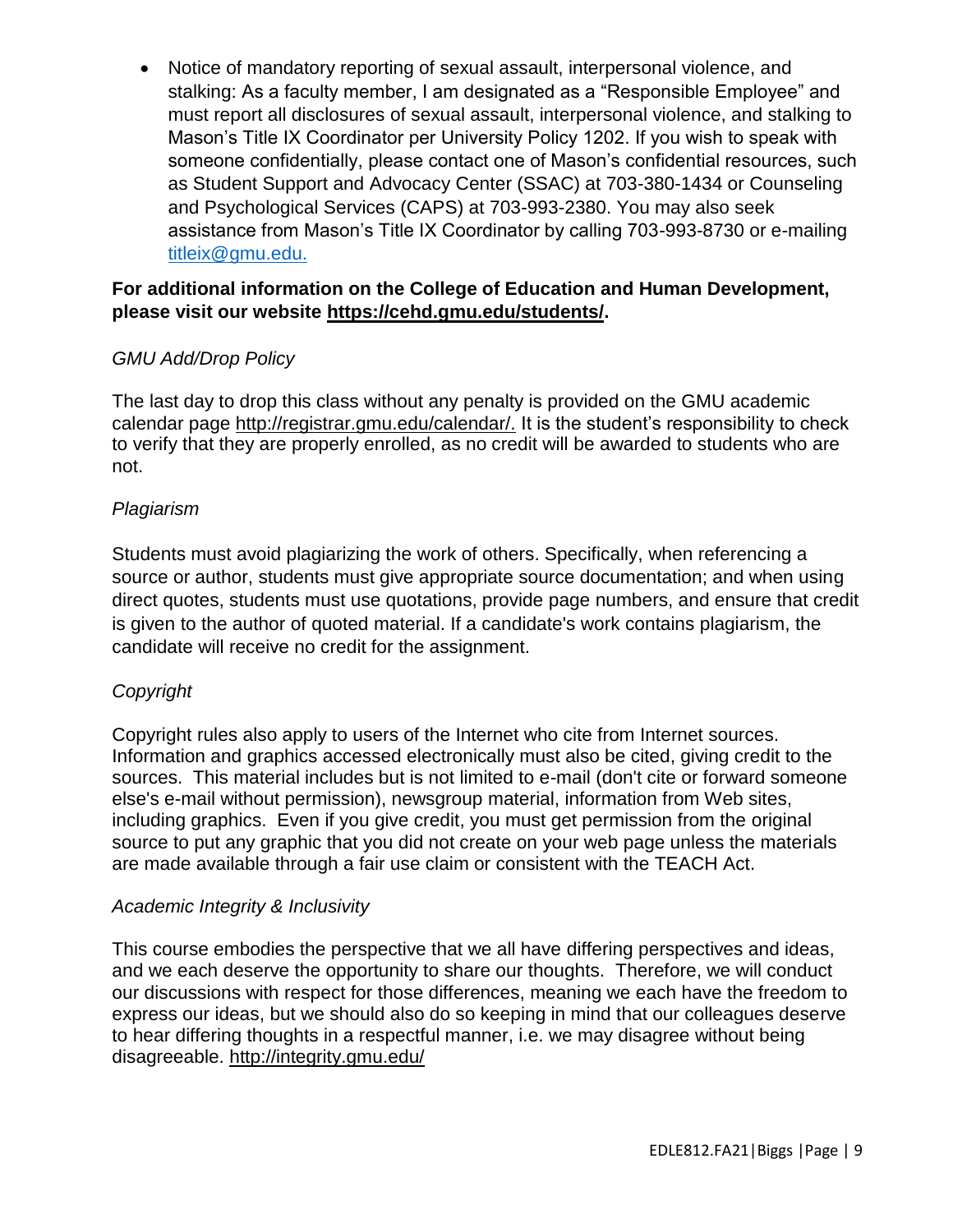- Notice of mandatory reporting of sexual assault, interpersonal violence, and stalking: As a faculty member, I am designated as a "Responsible Employee" and must report all disclosures of sexual assault, interpersonal violence, and stalking to Mason's Title IX Coordinator per University Policy 1202. If you wish to speak with someone confidentially, please contact one of Mason's confidential resources, such as Student Support and Advocacy Center (SSAC) at 703-380-1434 or Counseling and Psychological Services (CAPS) at 703-993-2380. You may also seek assistance from Mason's Title IX Coordinator by calling 703-993-8730 or e-mailing titleix@gmu.edu.

**For additional information on the College of Education and Human Development, please visit our website https://cehd.gmu.edu/students/.**

*GMU Add/Drop Policy*

The last day to drop this class without any penalty is provided on the GMU academic calendar page http://registrar.gmu.edu/calendar/. It is the student's responsibility to check to verify that they are properly enrolled, as no credit will be awarded to students who are not.

*Plagiarism*

Students must avoid plagiarizing the work of others. Specifically, when referencing a source or author, students must give appropriate source documentation; and when using direct quotes, students must use quotations, provide page numbers, and ensure that credit is given to the author of quoted material. If a candidate's work contains plagiarism, the candidate will receive no credit for the assignment.

*Copyright*

Copyright rules also apply to users of the Internet who cite from Internet sources. Information and graphics accessed electronically must also be cited, giving credit to the sources. This material includes but is not limited to e-mail (don't cite or forward someone else's e-mail without permission), newsgroup material, information from Web sites, including graphics. Even if you give credit, you must get permission from the original source to put any graphic that you did not create on your web page unless the materials are made available through a fair use claim or consistent with the TEACH Act.

*Academic Integrity & Inclusivity*

This course embodies the perspective that we all have differing perspectives and ideas, and we each deserve the opportunity to share our thoughts. Therefore, we will conduct our discussions with respect for those differences, meaning we each have the freedom to express our ideas, but we should also do so keeping in mind that our colleagues deserve to hear differing thoughts in a respectful manner, i.e. we may disagree without being disagreeable. http://integrity.gmu.edu/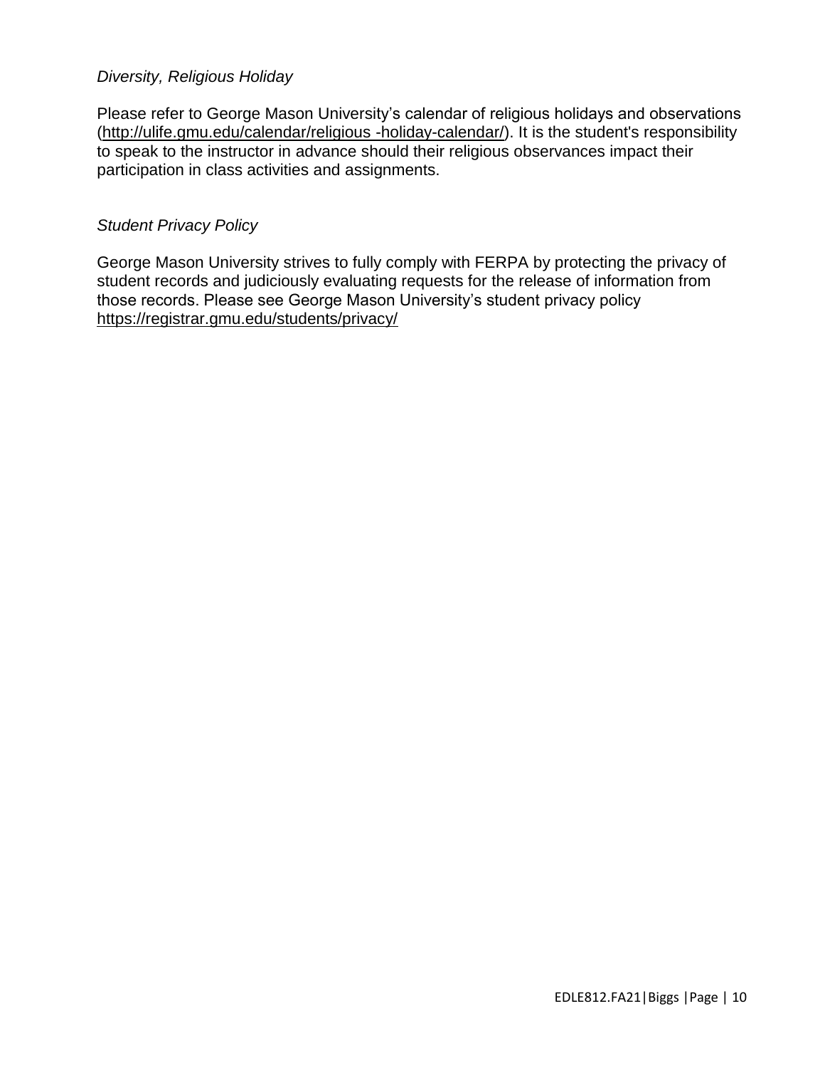*Diversity, Religious Holiday*

Please refer to George Mason University's calendar of religious holidays and observations (http://ulife.gmu.edu/calendar/religious -holiday-calendar/). It is the student's responsibility to speak to the instructor in advance should their religious observances impact their participation in class activities and assignments.

*Student Privacy Policy*

George Mason University strives to fully comply with FERPA by protecting the privacy of student records and judiciously evaluating requests for the release of information from those records. Please see George Mason University's student privacy policy https://registrar.gmu.edu/students/privacy/